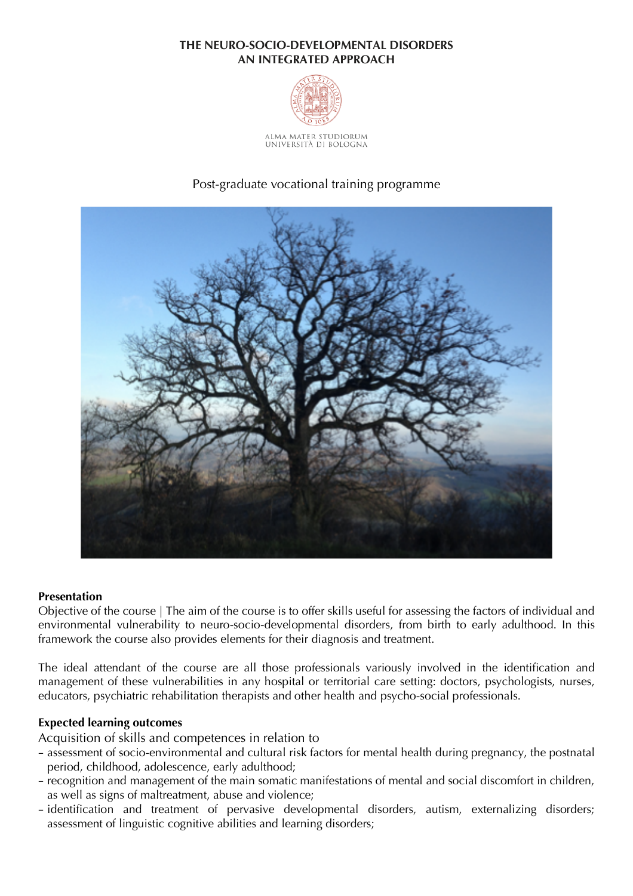# THE NEURO-SOCIO-DEVELOPMENTAL DISORDERS
# AN INTEGRATED APPROACH

ALMA MATER STUDIORUM
UNIVERSITÀ DI BOLOGNA

Post-graduate vocational training programme

**Presentation**

Objective of the course | The aim of the course is to offer skills useful for assessing the factors of individual and environmental vulnerability to neuro-socio-developmental disorders, from birth to early adulthood. In this framework the course also provides elements for their diagnosis and treatment.

The ideal attendant of the course are all those professionals variously involved in the identification and management of these vulnerabilities in any hospital or territorial care setting: doctors, psychologists, nurses, educators, psychiatric rehabilitation therapists and other health and psycho-social professionals.

**Expected learning outcomes**

Acquisition of skills and competences in relation to

- assessment of socio-environmental and cultural risk factors for mental health during pregnancy, the postnatal period, childhood, adolescence, early adulthood;
- recognition and management of the main somatic manifestations of mental and social discomfort in children, as well as signs of maltreatment, abuse and violence;
- identification and treatment of pervasive developmental disorders, autism, externalizing disorders; assessment of linguistic cognitive abilities and learning disorders;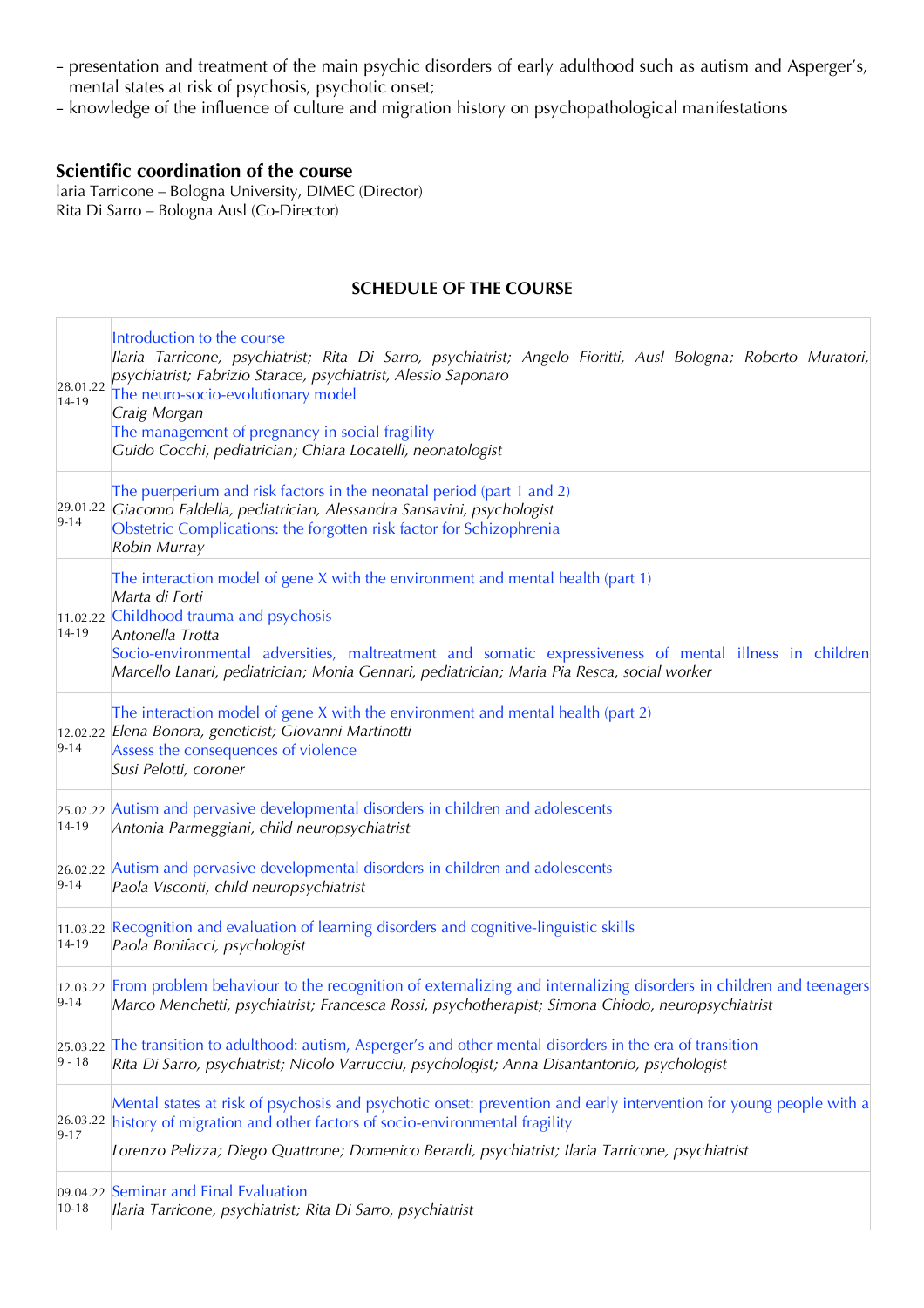- presentation and treatment of the main psychic disorders of early adulthood such as autism and Asperger's, mental states at risk of psychosis, psychotic onset;
- knowledge of the influence of culture and migration history on psychopathological manifestations

## Scientific coordination of the course

laria Tarricone – Bologna University, DIMEC (Director)
Rita Di Sarro – Bologna Ausl (Co-Director)

### SCHEDULE OF THE COURSE

| | |
|---|---|
| 28.01.22 14-19 | Introduction to the course<br>*Ilaria Tarricone, psychiatrist; Rita Di Sarro, psychiatrist; Angelo Fioritti, Ausl Bologna; Roberto Muratori, psychiatrist; Fabrizio Starace, psychiatrist, Alessio Saponaro*<br>The neuro-socio-evolutionary model<br>*Craig Morgan*<br>The management of pregnancy in social fragility<br>*Guido Cocchi, pediatrician; Chiara Locatelli, neonatologist* |
| 29.01.22 9-14 | The puerperium and risk factors in the neonatal period (part 1 and 2)<br>*Giacomo Faldella, pediatrician, Alessandra Sansavini, psychologist*<br>Obstetric Complications: the forgotten risk factor for Schizophrenia<br>*Robin Murray* |
| 11.02.22 14-19 | The interaction model of gene X with the environment and mental health (part 1)<br>*Marta di Forti*<br>Childhood trauma and psychosis<br>*Antonella Trotta*<br>Socio-environmental adversities, maltreatment and somatic expressiveness of mental illness in children<br>*Marcello Lanari, pediatrician; Monia Gennari, pediatrician; Maria Pia Resca, social worker* |
| 12.02.22 9-14 | The interaction model of gene X with the environment and mental health (part 2)<br>*Elena Bonora, geneticist; Giovanni Martinotti*<br>Assess the consequences of violence<br>*Susi Pelotti, coroner* |
| 25.02.22 14-19 | Autism and pervasive developmental disorders in children and adolescents<br>*Antonia Parmeggiani, child neuropsychiatrist* |
| 26.02.22 9-14 | Autism and pervasive developmental disorders in children and adolescents<br>*Paola Visconti, child neuropsychiatrist* |
| 11.03.22 14-19 | Recognition and evaluation of learning disorders and cognitive-linguistic skills<br>*Paola Bonifacci, psychologist* |
| 12.03.22 9-14 | From problem behaviour to the recognition of externalizing and internalizing disorders in children and teenagers<br>*Marco Menchetti, psychiatrist; Francesca Rossi, psychotherapist; Simona Chiodo, neuropsychiatrist* |
| 25.03.22 9 - 18 | The transition to adulthood: autism, Asperger's and other mental disorders in the era of transition<br>*Rita Di Sarro, psychiatrist; Nicolo Varrucciu, psychologist; Anna Disantantonio, psychologist* |
| 26.03.22 9-17 | Mental states at risk of psychosis and psychotic onset: prevention and early intervention for young people with a history of migration and other factors of socio-environmental fragility<br>*Lorenzo Pelizza; Diego Quattrone; Domenico Berardi, psychiatrist; Ilaria Tarricone, psychiatrist* |
| 09.04.22 10-18 | Seminar and Final Evaluation<br>*Ilaria Tarricone, psychiatrist; Rita Di Sarro, psychiatrist* |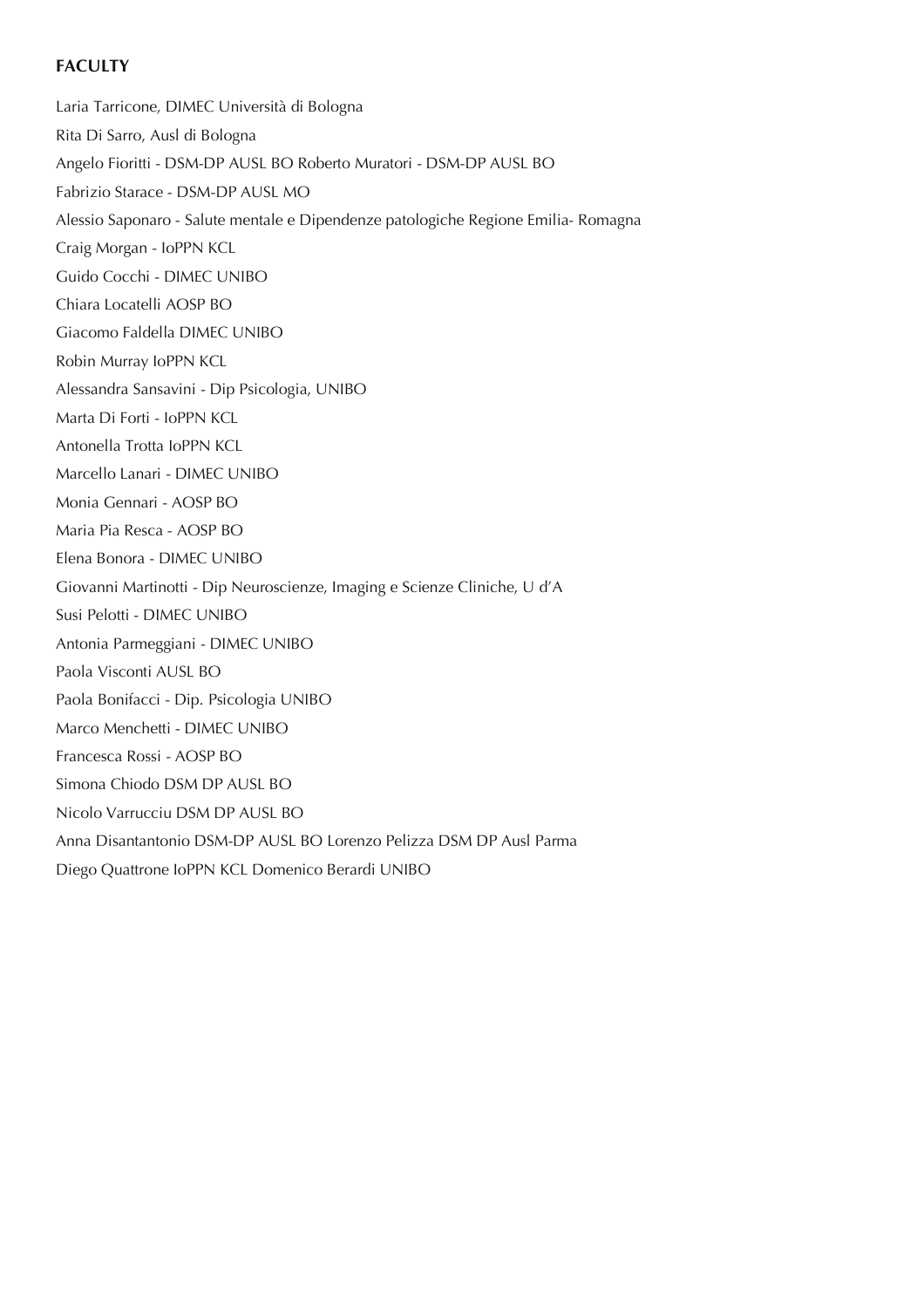**FACULTY**

Laria Tarricone, DIMEC Università di Bologna

Rita Di Sarro, Ausl di Bologna

Angelo Fioritti - DSM-DP AUSL BO Roberto Muratori - DSM-DP AUSL BO

Fabrizio Starace - DSM-DP AUSL MO

Alessio Saponaro - Salute mentale e Dipendenze patologiche Regione Emilia- Romagna

Craig Morgan - IoPPN KCL

Guido Cocchi - DIMEC UNIBO

Chiara Locatelli AOSP BO

Giacomo Faldella DIMEC UNIBO

Robin Murray IoPPN KCL

Alessandra Sansavini - Dip Psicologia, UNIBO

Marta Di Forti - IoPPN KCL

Antonella Trotta IoPPN KCL

Marcello Lanari - DIMEC UNIBO

Monia Gennari - AOSP BO

Maria Pia Resca - AOSP BO

Elena Bonora - DIMEC UNIBO

Giovanni Martinotti - Dip Neuroscienze, Imaging e Scienze Cliniche, U d'A

Susi Pelotti - DIMEC UNIBO

Antonia Parmeggiani - DIMEC UNIBO

Paola Visconti AUSL BO

Paola Bonifacci - Dip. Psicologia UNIBO

Marco Menchetti - DIMEC UNIBO

Francesca Rossi - AOSP BO

Simona Chiodo DSM DP AUSL BO

Nicolo Varrucciu DSM DP AUSL BO

Anna Disantantonio DSM-DP AUSL BO Lorenzo Pelizza DSM DP Ausl Parma

Diego Quattrone IoPPN KCL Domenico Berardi UNIBO